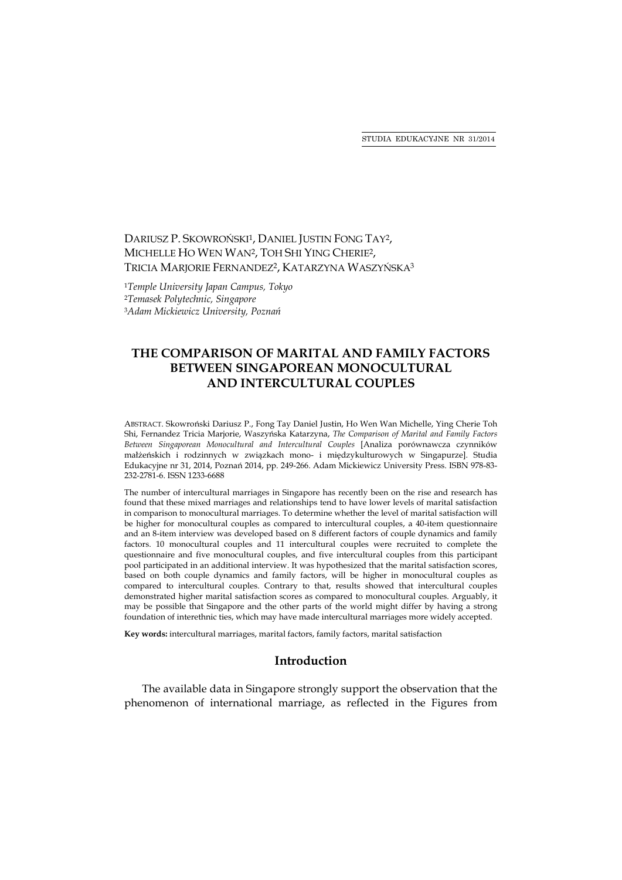DARIUSZ P. SKOWROŃSKI[1], DANIEL JUSTIN FONG TAY[2], MICHELLE HO WEN WAN[2], TOH SHI YING CHERIE[2], TRICIA MARJORIE FERNANDEZ[2], KATARZYNA WASZYŃSKA[3]

[1]*Temple University Japan Campus, Tokyo*
[2]*Temasek Polytechnic, Singapore*
[3]*Adam Mickiewicz University, Poznań*

# THE COMPARISON OF MARITAL AND FAMILY FACTORS BETWEEN SINGAPOREAN MONOCULTURAL AND INTERCULTURAL COUPLES

ABSTRACT. Skowroński Dariusz P., Fong Tay Daniel Justin, Ho Wen Wan Michelle, Ying Cherie Toh Shi, Fernandez Tricia Marjorie, Waszyńska Katarzyna, *The Comparison of Marital and Family Factors Between Singaporean Monocultural and Intercultural Couples* [Analiza porównawcza czynników małżeńskich i rodzinnych w związkach mono- i międzykulturowych w Singapurze]. Studia Edukacyjne nr 31, 2014, Poznań 2014, pp. 249-266. Adam Mickiewicz University Press. ISBN 978-83-232-2781-6. ISSN 1233-6688

The number of intercultural marriages in Singapore has recently been on the rise and research has found that these mixed marriages and relationships tend to have lower levels of marital satisfaction in comparison to monocultural marriages. To determine whether the level of marital satisfaction will be higher for monocultural couples as compared to intercultural couples, a 40-item questionnaire and an 8-item interview was developed based on 8 different factors of couple dynamics and family factors. 10 monocultural couples and 11 intercultural couples were recruited to complete the questionnaire and five monocultural couples, and five intercultural couples from this participant pool participated in an additional interview. It was hypothesized that the marital satisfaction scores, based on both couple dynamics and family factors, will be higher in monocultural couples as compared to intercultural couples. Contrary to that, results showed that intercultural couples demonstrated higher marital satisfaction scores as compared to monocultural couples. Arguably, it may be possible that Singapore and the other parts of the world might differ by having a strong foundation of interethnic ties, which may have made intercultural marriages more widely accepted.

**Key words:** intercultural marriages, marital factors, family factors, marital satisfaction

## Introduction

The available data in Singapore strongly support the observation that the phenomenon of international marriage, as reflected in the Figures from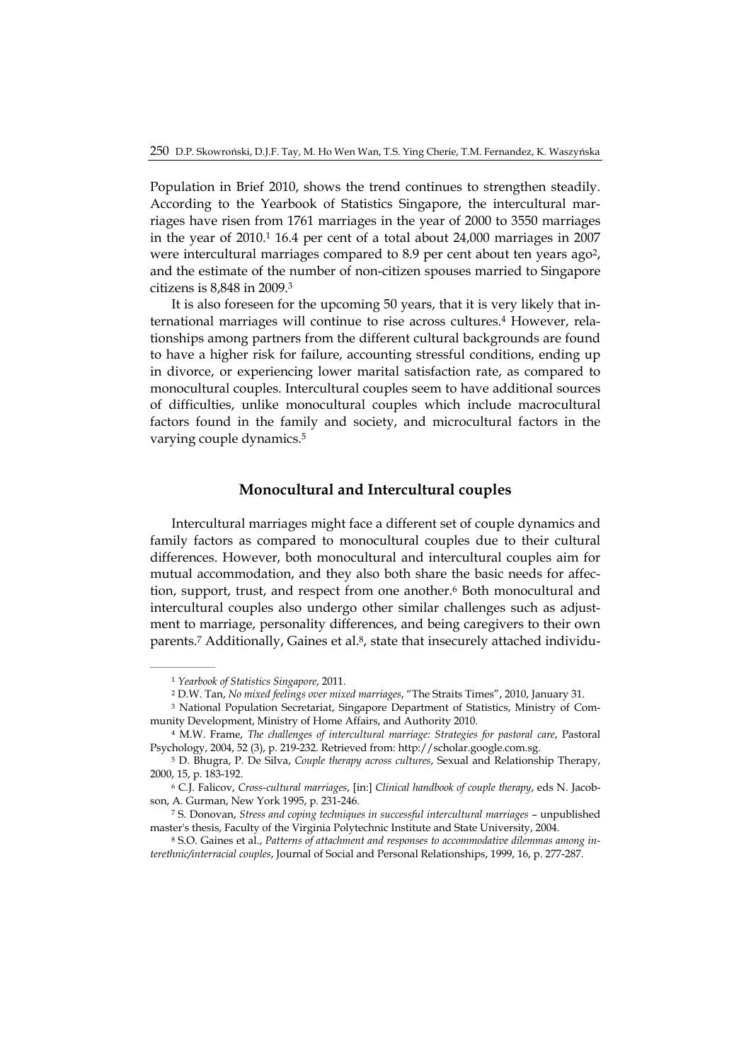Population in Brief 2010, shows the trend continues to strengthen steadily. According to the Yearbook of Statistics Singapore, the intercultural marriages have risen from 1761 marriages in the year of 2000 to 3550 marriages in the year of 2010.[1] 16.4 per cent of a total about 24,000 marriages in 2007 were intercultural marriages compared to 8.9 per cent about ten years ago[2], and the estimate of the number of non-citizen spouses married to Singapore citizens is 8,848 in 2009.[3]

It is also foreseen for the upcoming 50 years, that it is very likely that international marriages will continue to rise across cultures.[4] However, relationships among partners from the different cultural backgrounds are found to have a higher risk for failure, accounting stressful conditions, ending up in divorce, or experiencing lower marital satisfaction rate, as compared to monocultural couples. Intercultural couples seem to have additional sources of difficulties, unlike monocultural couples which include macrocultural factors found in the family and society, and microcultural factors in the varying couple dynamics.[5]

## Monocultural and Intercultural couples

Intercultural marriages might face a different set of couple dynamics and family factors as compared to monocultural couples due to their cultural differences. However, both monocultural and intercultural couples aim for mutual accommodation, and they also both share the basic needs for affection, support, trust, and respect from one another.[6] Both monocultural and intercultural couples also undergo other similar challenges such as adjustment to marriage, personality differences, and being caregivers to their own parents.[7] Additionally, Gaines et al.[8], state that insecurely attached individu-

---

[1] *Yearbook of Statistics Singapore*, 2011.

[2] D.W. Tan, *No mixed feelings over mixed marriages*, "The Straits Times", 2010, January 31.

[3] National Population Secretariat, Singapore Department of Statistics, Ministry of Community Development, Ministry of Home Affairs, and Authority 2010.

[4] M.W. Frame, *The challenges of intercultural marriage: Strategies for pastoral care*, Pastoral Psychology, 2004, 52 (3), p. 219-232. Retrieved from: http://scholar.google.com.sg.

[5] D. Bhugra, P. De Silva, *Couple therapy across cultures*, Sexual and Relationship Therapy, 2000, 15, p. 183-192.

[6] C.J. Falicov, *Cross-cultural marriages*, [in:] *Clinical handbook of couple therapy*, eds N. Jacobson, A. Gurman, New York 1995, p. 231-246.

[7] S. Donovan, *Stress and coping techniques in successful intercultural marriages* – unpublished master's thesis, Faculty of the Virginia Polytechnic Institute and State University, 2004.

[8] S.O. Gaines et al., *Patterns of attachment and responses to accommodative dilemmas among interethnic/interracial couples*, Journal of Social and Personal Relationships, 1999, 16, p. 277-287.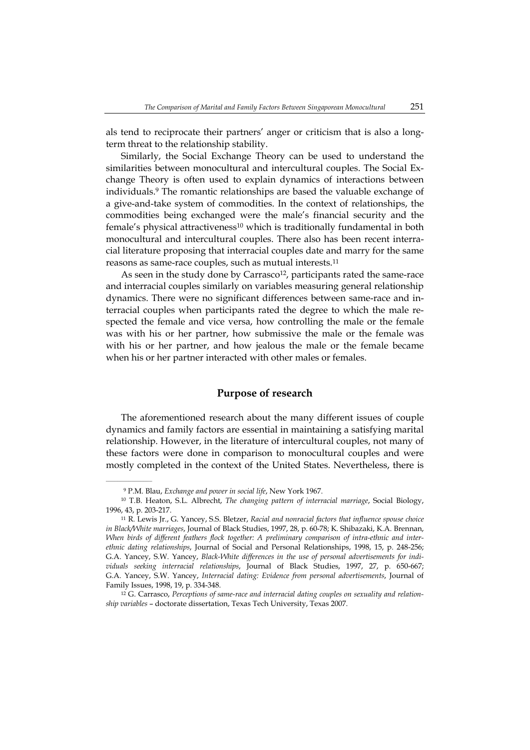als tend to reciprocate their partners' anger or criticism that is also a long-term threat to the relationship stability.

Similarly, the Social Exchange Theory can be used to understand the similarities between monocultural and intercultural couples. The Social Exchange Theory is often used to explain dynamics of interactions between individuals.[9] The romantic relationships are based the valuable exchange of a give-and-take system of commodities. In the context of relationships, the commodities being exchanged were the male's financial security and the female's physical attractiveness[10] which is traditionally fundamental in both monocultural and intercultural couples. There also has been recent interracial literature proposing that interracial couples date and marry for the same reasons as same-race couples, such as mutual interests.[11]

As seen in the study done by Carrasco[12], participants rated the same-race and interracial couples similarly on variables measuring general relationship dynamics. There were no significant differences between same-race and interracial couples when participants rated the degree to which the male respected the female and vice versa, how controlling the male or the female was with his or her partner, how submissive the male or the female was with his or her partner, and how jealous the male or the female became when his or her partner interacted with other males or females.

## Purpose of research

The aforementioned research about the many different issues of couple dynamics and family factors are essential in maintaining a satisfying marital relationship. However, in the literature of intercultural couples, not many of these factors were done in comparison to monocultural couples and were mostly completed in the context of the United States. Nevertheless, there is

---

[9] P.M. Blau, *Exchange and power in social life*, New York 1967.

[10] T.B. Heaton, S.L. Albrecht, *The changing pattern of interracial marriage*, Social Biology, 1996, 43, p. 203-217.

[11] R. Lewis Jr., G. Yancey, S.S. Bletzer, *Racial and nonracial factors that influence spouse choice in Black/White marriages*, Journal of Black Studies, 1997, 28, p. 60-78; K. Shibazaki, K.A. Brennan, *When birds of different feathers flock together: A preliminary comparison of intra-ethnic and inter-ethnic dating relationships*, Journal of Social and Personal Relationships, 1998, 15, p. 248-256; G.A. Yancey, S.W. Yancey, *Black-White differences in the use of personal advertisements for individuals seeking interracial relationships*, Journal of Black Studies, 1997, 27, p. 650-667; G.A. Yancey, S.W. Yancey, *Interracial dating: Evidence from personal advertisements*, Journal of Family Issues, 1998, 19, p. 334-348.

[12] G. Carrasco, *Perceptions of same-race and interracial dating couples on sexuality and relationship variables* – doctorate dissertation, Texas Tech University, Texas 2007.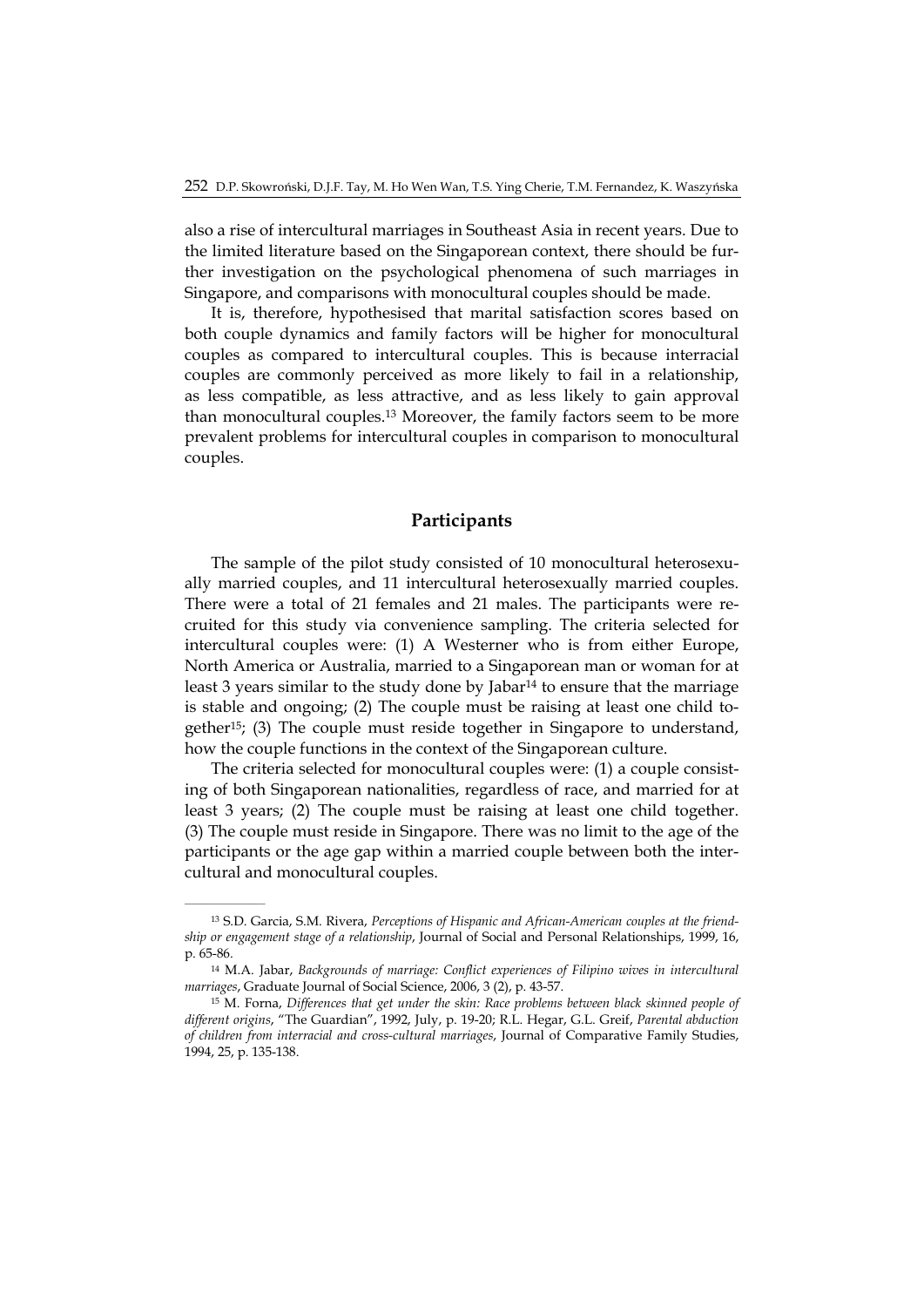also a rise of intercultural marriages in Southeast Asia in recent years. Due to the limited literature based on the Singaporean context, there should be further investigation on the psychological phenomena of such marriages in Singapore, and comparisons with monocultural couples should be made.

It is, therefore, hypothesised that marital satisfaction scores based on both couple dynamics and family factors will be higher for monocultural couples as compared to intercultural couples. This is because interracial couples are commonly perceived as more likely to fail in a relationship, as less compatible, as less attractive, and as less likely to gain approval than monocultural couples.[13] Moreover, the family factors seem to be more prevalent problems for intercultural couples in comparison to monocultural couples.

## Participants

The sample of the pilot study consisted of 10 monocultural heterosexually married couples, and 11 intercultural heterosexually married couples. There were a total of 21 females and 21 males. The participants were recruited for this study via convenience sampling. The criteria selected for intercultural couples were: (1) A Westerner who is from either Europe, North America or Australia, married to a Singaporean man or woman for at least 3 years similar to the study done by Jabar[14] to ensure that the marriage is stable and ongoing; (2) The couple must be raising at least one child together[15]; (3) The couple must reside together in Singapore to understand, how the couple functions in the context of the Singaporean culture.

The criteria selected for monocultural couples were: (1) a couple consisting of both Singaporean nationalities, regardless of race, and married for at least 3 years; (2) The couple must be raising at least one child together. (3) The couple must reside in Singapore. There was no limit to the age of the participants or the age gap within a married couple between both the intercultural and monocultural couples.

---

[13] S.D. Garcia, S.M. Rivera, *Perceptions of Hispanic and African-American couples at the friendship or engagement stage of a relationship*, Journal of Social and Personal Relationships, 1999, 16, p. 65-86.

[14] M.A. Jabar, *Backgrounds of marriage: Conflict experiences of Filipino wives in intercultural marriages*, Graduate Journal of Social Science, 2006, 3 (2), p. 43-57.

[15] M. Forna, *Differences that get under the skin: Race problems between black skinned people of different origins*, "The Guardian", 1992, July, p. 19-20; R.L. Hegar, G.L. Greif, *Parental abduction of children from interracial and cross-cultural marriages*, Journal of Comparative Family Studies, 1994, 25, p. 135-138.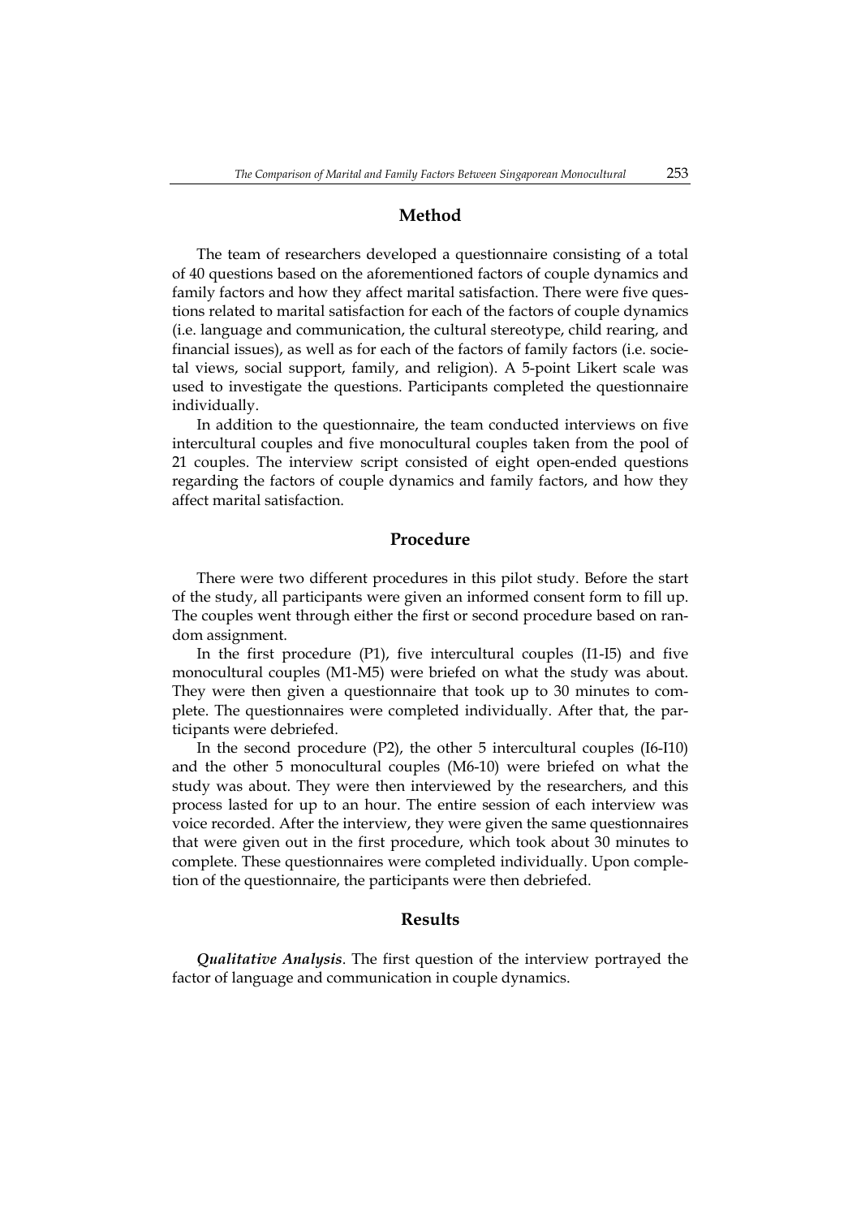## Method

The team of researchers developed a questionnaire consisting of a total of 40 questions based on the aforementioned factors of couple dynamics and family factors and how they affect marital satisfaction. There were five questions related to marital satisfaction for each of the factors of couple dynamics (i.e. language and communication, the cultural stereotype, child rearing, and financial issues), as well as for each of the factors of family factors (i.e. societal views, social support, family, and religion). A 5-point Likert scale was used to investigate the questions. Participants completed the questionnaire individually.

In addition to the questionnaire, the team conducted interviews on five intercultural couples and five monocultural couples taken from the pool of 21 couples. The interview script consisted of eight open-ended questions regarding the factors of couple dynamics and family factors, and how they affect marital satisfaction.

## Procedure

There were two different procedures in this pilot study. Before the start of the study, all participants were given an informed consent form to fill up. The couples went through either the first or second procedure based on random assignment.

In the first procedure (P1), five intercultural couples (I1-I5) and five monocultural couples (M1-M5) were briefed on what the study was about. They were then given a questionnaire that took up to 30 minutes to complete. The questionnaires were completed individually. After that, the participants were debriefed.

In the second procedure (P2), the other 5 intercultural couples (I6-I10) and the other 5 monocultural couples (M6-10) were briefed on what the study was about. They were then interviewed by the researchers, and this process lasted for up to an hour. The entire session of each interview was voice recorded. After the interview, they were given the same questionnaires that were given out in the first procedure, which took about 30 minutes to complete. These questionnaires were completed individually. Upon completion of the questionnaire, the participants were then debriefed.

## Results

***Qualitative Analysis***. The first question of the interview portrayed the factor of language and communication in couple dynamics.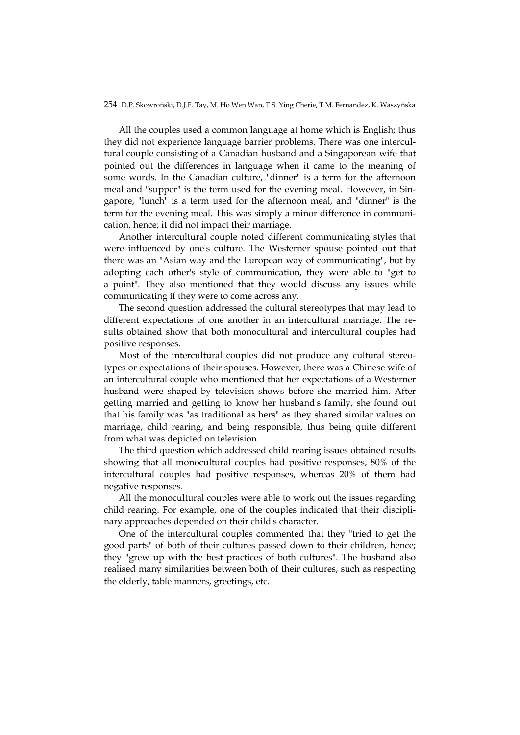All the couples used a common language at home which is English; thus they did not experience language barrier problems. There was one intercultural couple consisting of a Canadian husband and a Singaporean wife that pointed out the differences in language when it came to the meaning of some words. In the Canadian culture, "dinner" is a term for the afternoon meal and "supper" is the term used for the evening meal. However, in Singapore, "lunch" is a term used for the afternoon meal, and "dinner" is the term for the evening meal. This was simply a minor difference in communication, hence; it did not impact their marriage.

Another intercultural couple noted different communicating styles that were influenced by one's culture. The Westerner spouse pointed out that there was an "Asian way and the European way of communicating", but by adopting each other's style of communication, they were able to "get to a point". They also mentioned that they would discuss any issues while communicating if they were to come across any.

The second question addressed the cultural stereotypes that may lead to different expectations of one another in an intercultural marriage. The results obtained show that both monocultural and intercultural couples had positive responses.

Most of the intercultural couples did not produce any cultural stereotypes or expectations of their spouses. However, there was a Chinese wife of an intercultural couple who mentioned that her expectations of a Westerner husband were shaped by television shows before she married him. After getting married and getting to know her husband's family, she found out that his family was "as traditional as hers" as they shared similar values on marriage, child rearing, and being responsible, thus being quite different from what was depicted on television.

The third question which addressed child rearing issues obtained results showing that all monocultural couples had positive responses, 80% of the intercultural couples had positive responses, whereas 20% of them had negative responses.

All the monocultural couples were able to work out the issues regarding child rearing. For example, one of the couples indicated that their disciplinary approaches depended on their child's character.

One of the intercultural couples commented that they "tried to get the good parts" of both of their cultures passed down to their children, hence; they "grew up with the best practices of both cultures". The husband also realised many similarities between both of their cultures, such as respecting the elderly, table manners, greetings, etc.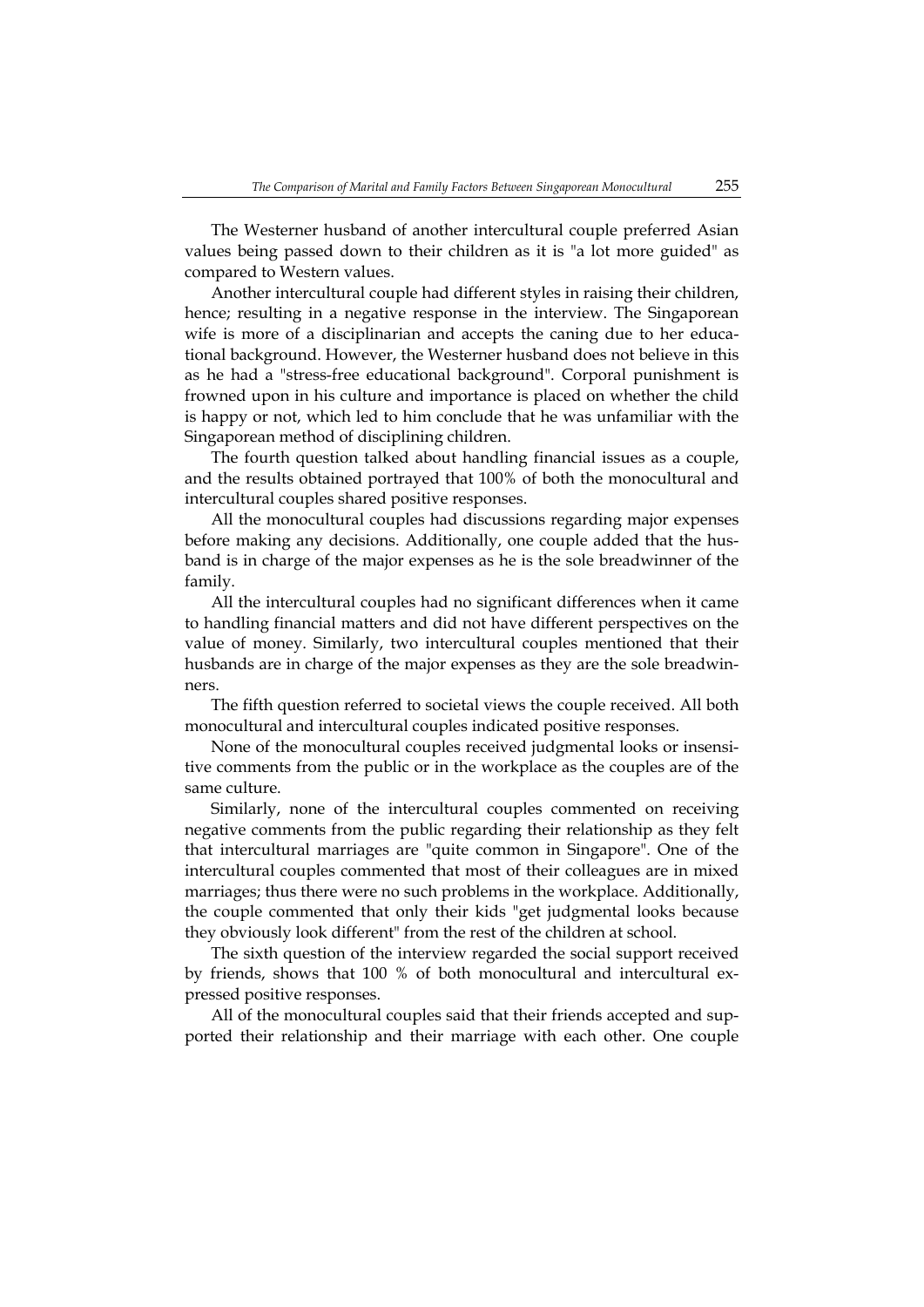The Westerner husband of another intercultural couple preferred Asian values being passed down to their children as it is "a lot more guided" as compared to Western values.

Another intercultural couple had different styles in raising their children, hence; resulting in a negative response in the interview. The Singaporean wife is more of a disciplinarian and accepts the caning due to her educational background. However, the Westerner husband does not believe in this as he had a "stress-free educational background". Corporal punishment is frowned upon in his culture and importance is placed on whether the child is happy or not, which led to him conclude that he was unfamiliar with the Singaporean method of disciplining children.

The fourth question talked about handling financial issues as a couple, and the results obtained portrayed that 100% of both the monocultural and intercultural couples shared positive responses.

All the monocultural couples had discussions regarding major expenses before making any decisions. Additionally, one couple added that the husband is in charge of the major expenses as he is the sole breadwinner of the family.

All the intercultural couples had no significant differences when it came to handling financial matters and did not have different perspectives on the value of money. Similarly, two intercultural couples mentioned that their husbands are in charge of the major expenses as they are the sole breadwinners.

The fifth question referred to societal views the couple received. All both monocultural and intercultural couples indicated positive responses.

None of the monocultural couples received judgmental looks or insensitive comments from the public or in the workplace as the couples are of the same culture.

Similarly, none of the intercultural couples commented on receiving negative comments from the public regarding their relationship as they felt that intercultural marriages are "quite common in Singapore". One of the intercultural couples commented that most of their colleagues are in mixed marriages; thus there were no such problems in the workplace. Additionally, the couple commented that only their kids "get judgmental looks because they obviously look different" from the rest of the children at school.

The sixth question of the interview regarded the social support received by friends, shows that 100 % of both monocultural and intercultural expressed positive responses.

All of the monocultural couples said that their friends accepted and supported their relationship and their marriage with each other. One couple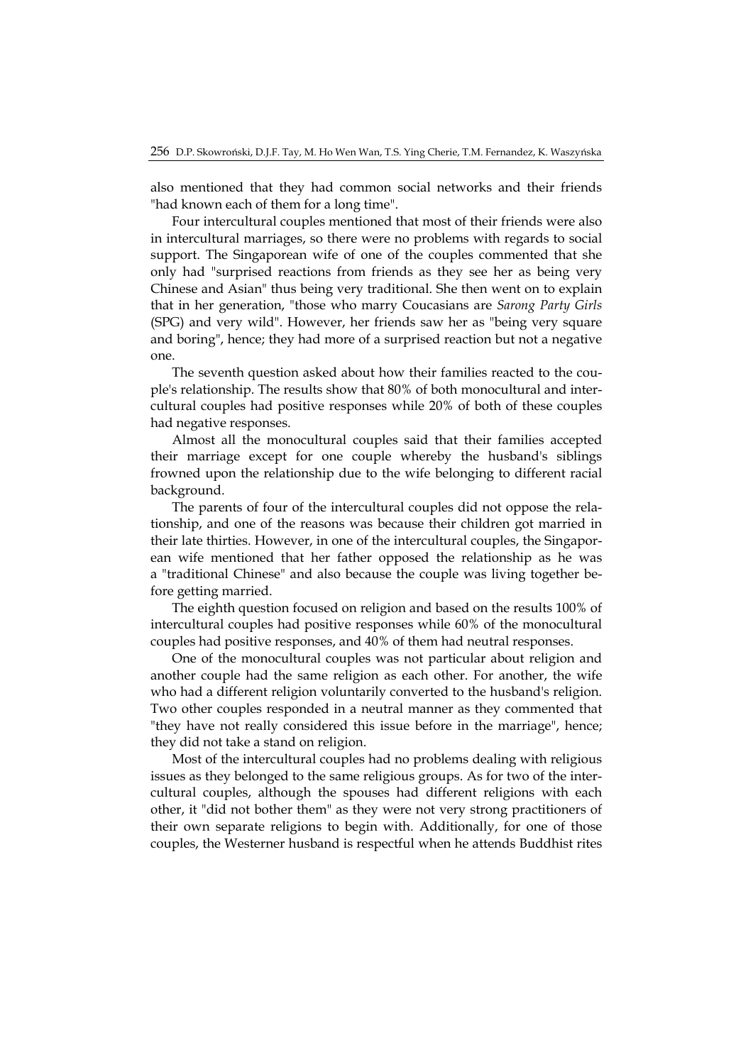also mentioned that they had common social networks and their friends "had known each of them for a long time".

Four intercultural couples mentioned that most of their friends were also in intercultural marriages, so there were no problems with regards to social support. The Singaporean wife of one of the couples commented that she only had "surprised reactions from friends as they see her as being very Chinese and Asian" thus being very traditional. She then went on to explain that in her generation, "those who marry Coucasians are *Sarong Party Girls* (SPG) and very wild". However, her friends saw her as "being very square and boring", hence; they had more of a surprised reaction but not a negative one.

The seventh question asked about how their families reacted to the couple's relationship. The results show that 80% of both monocultural and intercultural couples had positive responses while 20% of both of these couples had negative responses.

Almost all the monocultural couples said that their families accepted their marriage except for one couple whereby the husband's siblings frowned upon the relationship due to the wife belonging to different racial background.

The parents of four of the intercultural couples did not oppose the relationship, and one of the reasons was because their children got married in their late thirties. However, in one of the intercultural couples, the Singaporean wife mentioned that her father opposed the relationship as he was a "traditional Chinese" and also because the couple was living together before getting married.

The eighth question focused on religion and based on the results 100% of intercultural couples had positive responses while 60% of the monocultural couples had positive responses, and 40% of them had neutral responses.

One of the monocultural couples was not particular about religion and another couple had the same religion as each other. For another, the wife who had a different religion voluntarily converted to the husband's religion. Two other couples responded in a neutral manner as they commented that "they have not really considered this issue before in the marriage", hence; they did not take a stand on religion.

Most of the intercultural couples had no problems dealing with religious issues as they belonged to the same religious groups. As for two of the intercultural couples, although the spouses had different religions with each other, it "did not bother them" as they were not very strong practitioners of their own separate religions to begin with. Additionally, for one of those couples, the Westerner husband is respectful when he attends Buddhist rites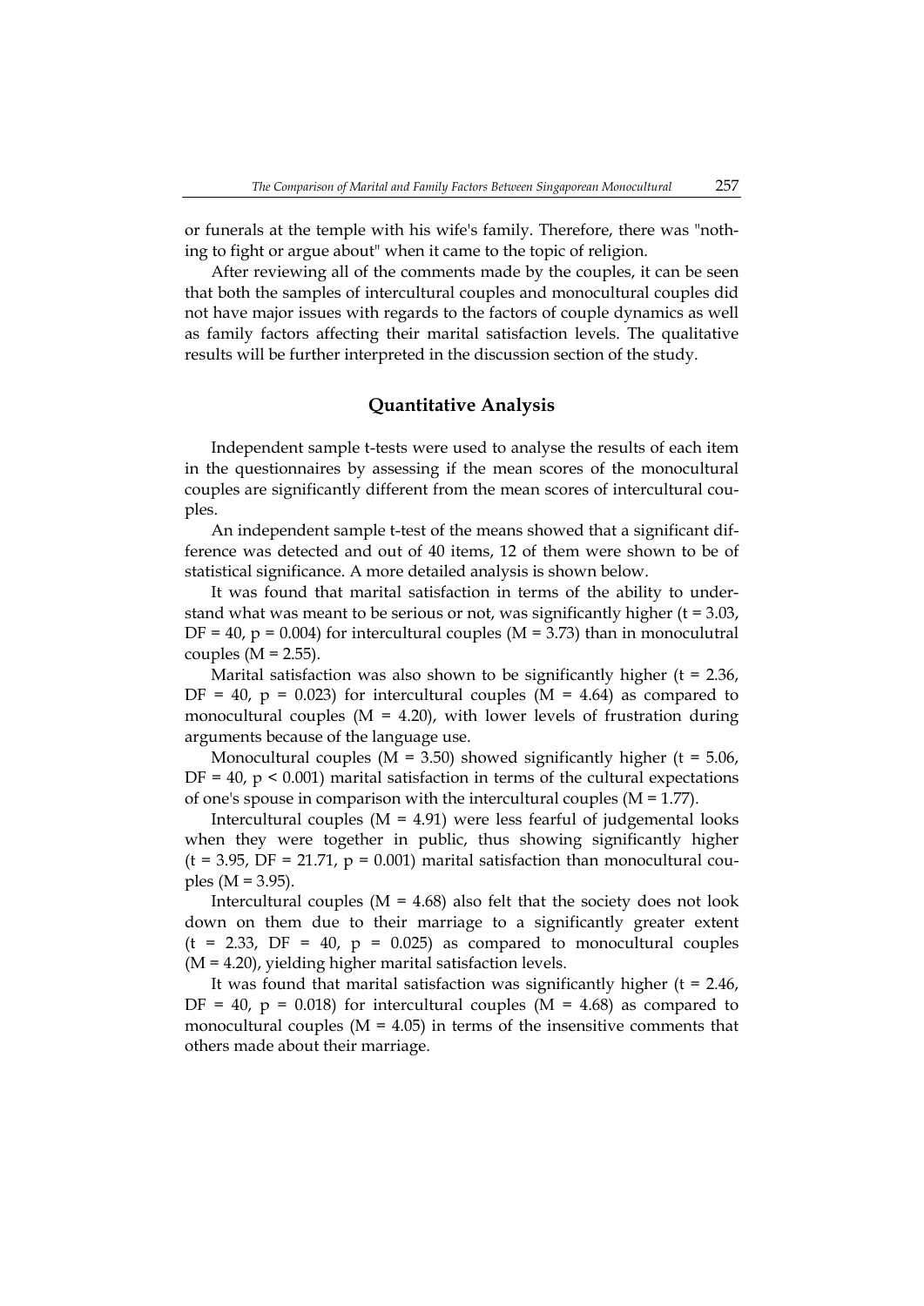or funerals at the temple with his wife's family. Therefore, there was "nothing to fight or argue about" when it came to the topic of religion.

After reviewing all of the comments made by the couples, it can be seen that both the samples of intercultural couples and monocultural couples did not have major issues with regards to the factors of couple dynamics as well as family factors affecting their marital satisfaction levels. The qualitative results will be further interpreted in the discussion section of the study.

## Quantitative Analysis

Independent sample t-tests were used to analyse the results of each item in the questionnaires by assessing if the mean scores of the monocultural couples are significantly different from the mean scores of intercultural couples.

An independent sample t-test of the means showed that a significant difference was detected and out of 40 items, 12 of them were shown to be of statistical significance. A more detailed analysis is shown below.

It was found that marital satisfaction in terms of the ability to understand what was meant to be serious or not, was significantly higher ($t = 3.03$, $DF = 40$, $p = 0.004$) for intercultural couples ($M = 3.73$) than in monoculutral couples ($M = 2.55$).

Marital satisfaction was also shown to be significantly higher ($t = 2.36$, $DF = 40$, $p = 0.023$) for intercultural couples ($M = 4.64$) as compared to monocultural couples ($M = 4.20$), with lower levels of frustration during arguments because of the language use.

Monocultural couples ($M = 3.50$) showed significantly higher ($t = 5.06$, $DF = 40$, $p < 0.001$) marital satisfaction in terms of the cultural expectations of one's spouse in comparison with the intercultural couples ($M = 1.77$).

Intercultural couples ($M = 4.91$) were less fearful of judgemental looks when they were together in public, thus showing significantly higher ($t = 3.95$, $DF = 21.71$, $p = 0.001$) marital satisfaction than monocultural couples ($M = 3.95$).

Intercultural couples ($M = 4.68$) also felt that the society does not look down on them due to their marriage to a significantly greater extent ($t = 2.33$, $DF = 40$, $p = 0.025$) as compared to monocultural couples ($M = 4.20$), yielding higher marital satisfaction levels.

It was found that marital satisfaction was significantly higher ($t = 2.46$, $DF = 40$, $p = 0.018$) for intercultural couples ($M = 4.68$) as compared to monocultural couples ($M = 4.05$) in terms of the insensitive comments that others made about their marriage.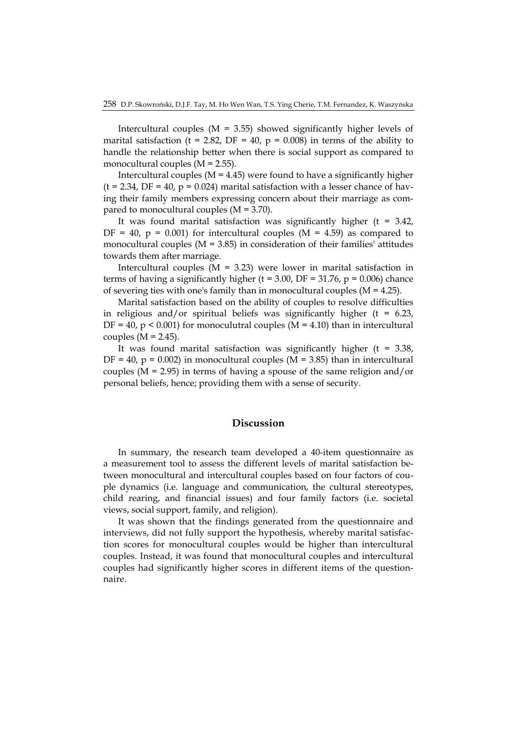Intercultural couples ($M = 3.55$) showed significantly higher levels of marital satisfaction ($t = 2.82$, $DF = 40$, $p = 0.008$) in terms of the ability to handle the relationship better when there is social support as compared to monocultural couples ($M = 2.55$).

Intercultural couples ($M = 4.45$) were found to have a significantly higher ($t = 2.34$, $DF = 40$, $p = 0.024$) marital satisfaction with a lesser chance of having their family members expressing concern about their marriage as compared to monocultural couples ($M = 3.70$).

It was found marital satisfaction was significantly higher ($t = 3.42$, $DF = 40$, $p = 0.001$) for intercultural couples ($M = 4.59$) as compared to monocultural couples ($M = 3.85$) in consideration of their families' attitudes towards them after marriage.

Intercultural couples ($M = 3.23$) were lower in marital satisfaction in terms of having a significantly higher ($t = 3.00$, $DF = 31.76$, $p = 0.006$) chance of severing ties with one's family than in monocultural couples ($M = 4.25$).

Marital satisfaction based on the ability of couples to resolve difficulties in religious and/or spiritual beliefs was significantly higher ($t = 6.23$, $DF = 40$, $p < 0.001$) for monoculutral couples ($M = 4.10$) than in intercultural couples ($M = 2.45$).

It was found marital satisfaction was significantly higher ($t = 3.38$, $DF = 40$, $p = 0.002$) in monocultural couples ($M = 3.85$) than in intercultural couples ($M = 2.95$) in terms of having a spouse of the same religion and/or personal beliefs, hence; providing them with a sense of security.

## Discussion

In summary, the research team developed a 40-item questionnaire as a measurement tool to assess the different levels of marital satisfaction between monocultural and intercultural couples based on four factors of couple dynamics (i.e. language and communication, the cultural stereotypes, child rearing, and financial issues) and four family factors (i.e. societal views, social support, family, and religion).

It was shown that the findings generated from the questionnaire and interviews, did not fully support the hypothesis, whereby marital satisfaction scores for monocultural couples would be higher than intercultural couples. Instead, it was found that monocultural couples and intercultural couples had significantly higher scores in different items of the questionnaire.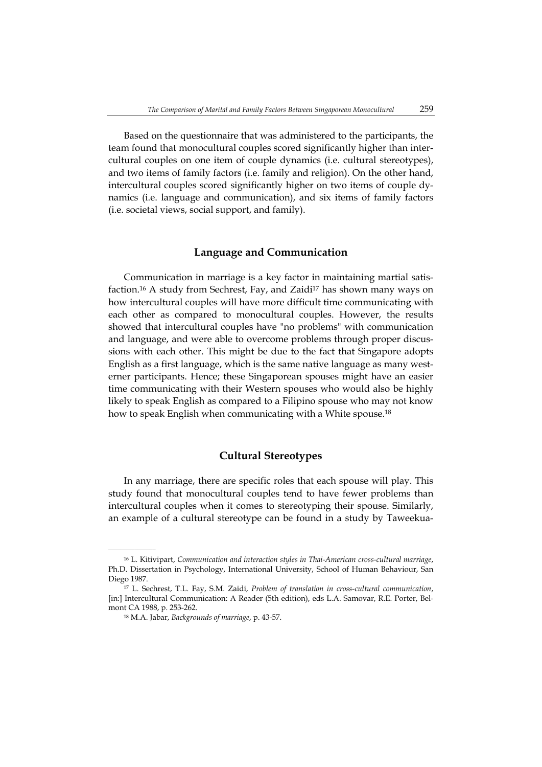Based on the questionnaire that was administered to the participants, the team found that monocultural couples scored significantly higher than intercultural couples on one item of couple dynamics (i.e. cultural stereotypes), and two items of family factors (i.e. family and religion). On the other hand, intercultural couples scored significantly higher on two items of couple dynamics (i.e. language and communication), and six items of family factors (i.e. societal views, social support, and family).

## Language and Communication

Communication in marriage is a key factor in maintaining martial satisfaction.[16] A study from Sechrest, Fay, and Zaidi[17] has shown many ways on how intercultural couples will have more difficult time communicating with each other as compared to monocultural couples. However, the results showed that intercultural couples have "no problems" with communication and language, and were able to overcome problems through proper discussions with each other. This might be due to the fact that Singapore adopts English as a first language, which is the same native language as many westerner participants. Hence; these Singaporean spouses might have an easier time communicating with their Western spouses who would also be highly likely to speak English as compared to a Filipino spouse who may not know how to speak English when communicating with a White spouse.[18]

## Cultural Stereotypes

In any marriage, there are specific roles that each spouse will play. This study found that monocultural couples tend to have fewer problems than intercultural couples when it comes to stereotyping their spouse. Similarly, an example of a cultural stereotype can be found in a study by Taweekua-

---

[16] L. Kitivipart, *Communication and interaction styles in Thai-American cross-cultural marriage*, Ph.D. Dissertation in Psychology, International University, School of Human Behaviour, San Diego 1987.

[17] L. Sechrest, T.L. Fay, S.M. Zaidi, *Problem of translation in cross-cultural communication*, [in:] Intercultural Communication: A Reader (5th edition), eds L.A. Samovar, R.E. Porter, Belmont CA 1988, p. 253-262.

[18] M.A. Jabar, *Backgrounds of marriage*, p. 43-57.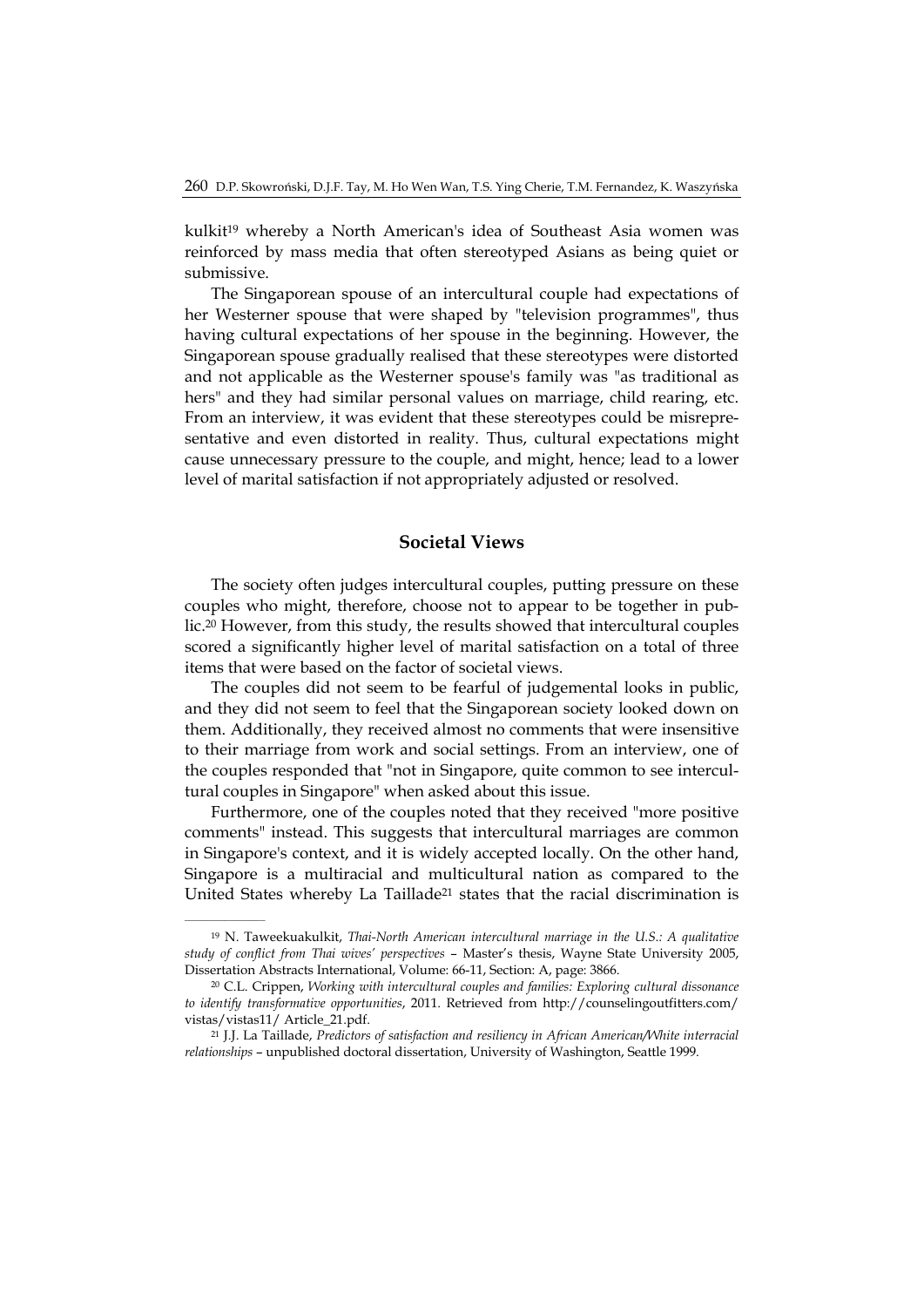kulkit[19] whereby a North American's idea of Southeast Asia women was reinforced by mass media that often stereotyped Asians as being quiet or submissive.

The Singaporean spouse of an intercultural couple had expectations of her Westerner spouse that were shaped by "television programmes", thus having cultural expectations of her spouse in the beginning. However, the Singaporean spouse gradually realised that these stereotypes were distorted and not applicable as the Westerner spouse's family was "as traditional as hers" and they had similar personal values on marriage, child rearing, etc. From an interview, it was evident that these stereotypes could be misrepresentative and even distorted in reality. Thus, cultural expectations might cause unnecessary pressure to the couple, and might, hence; lead to a lower level of marital satisfaction if not appropriately adjusted or resolved.

## Societal Views

The society often judges intercultural couples, putting pressure on these couples who might, therefore, choose not to appear to be together in public.[20] However, from this study, the results showed that intercultural couples scored a significantly higher level of marital satisfaction on a total of three items that were based on the factor of societal views.

The couples did not seem to be fearful of judgemental looks in public, and they did not seem to feel that the Singaporean society looked down on them. Additionally, they received almost no comments that were insensitive to their marriage from work and social settings. From an interview, one of the couples responded that "not in Singapore, quite common to see intercultural couples in Singapore" when asked about this issue.

Furthermore, one of the couples noted that they received "more positive comments" instead. This suggests that intercultural marriages are common in Singapore's context, and it is widely accepted locally. On the other hand, Singapore is a multiracial and multicultural nation as compared to the United States whereby La Taillade[21] states that the racial discrimination is

---

[19] N. Taweekuakulkit, *Thai-North American intercultural marriage in the U.S.: A qualitative study of conflict from Thai wives' perspectives* – Master's thesis, Wayne State University 2005, Dissertation Abstracts International, Volume: 66-11, Section: A, page: 3866.

[20] C.L. Crippen, *Working with intercultural couples and families: Exploring cultural dissonance to identify transformative opportunities*, 2011. Retrieved from http://counselingoutfitters.com/vistas/vistas11/ Article_21.pdf.

[21] J.J. La Taillade, *Predictors of satisfaction and resiliency in African American/White interracial relationships* – unpublished doctoral dissertation, University of Washington, Seattle 1999.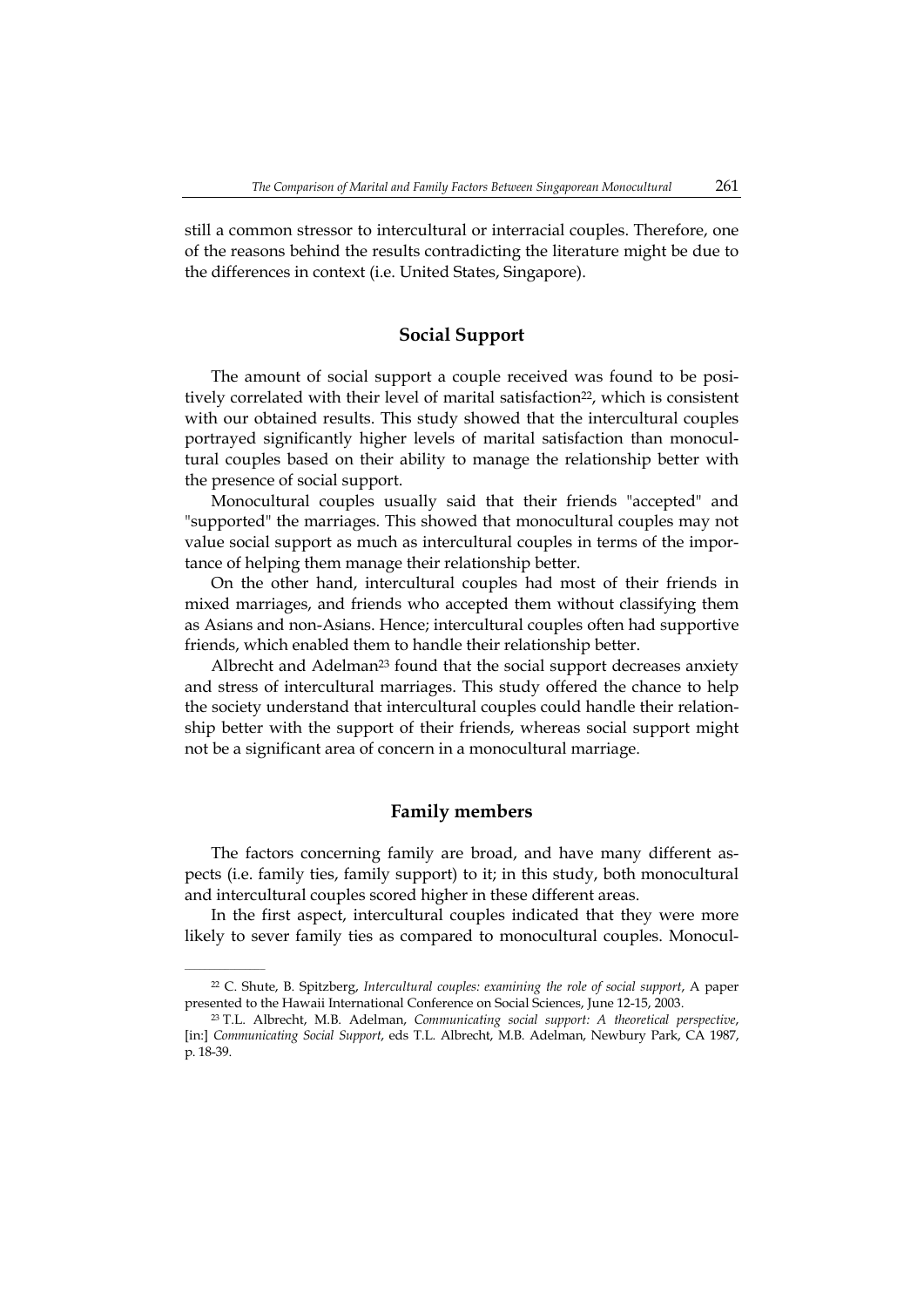still a common stressor to intercultural or interracial couples. Therefore, one of the reasons behind the results contradicting the literature might be due to the differences in context (i.e. United States, Singapore).

## Social Support

The amount of social support a couple received was found to be positively correlated with their level of marital satisfaction[22], which is consistent with our obtained results. This study showed that the intercultural couples portrayed significantly higher levels of marital satisfaction than monocultural couples based on their ability to manage the relationship better with the presence of social support.

Monocultural couples usually said that their friends "accepted" and "supported" the marriages. This showed that monocultural couples may not value social support as much as intercultural couples in terms of the importance of helping them manage their relationship better.

On the other hand, intercultural couples had most of their friends in mixed marriages, and friends who accepted them without classifying them as Asians and non-Asians. Hence; intercultural couples often had supportive friends, which enabled them to handle their relationship better.

Albrecht and Adelman[23] found that the social support decreases anxiety and stress of intercultural marriages. This study offered the chance to help the society understand that intercultural couples could handle their relationship better with the support of their friends, whereas social support might not be a significant area of concern in a monocultural marriage.

## Family members

The factors concerning family are broad, and have many different aspects (i.e. family ties, family support) to it; in this study, both monocultural and intercultural couples scored higher in these different areas.

In the first aspect, intercultural couples indicated that they were more likely to sever family ties as compared to monocultural couples. Monocul-

---

[22] C. Shute, B. Spitzberg, *Intercultural couples: examining the role of social support*, A paper presented to the Hawaii International Conference on Social Sciences, June 12-15, 2003.

[23] T.L. Albrecht, M.B. Adelman, *Communicating social support: A theoretical perspective*, [in:] *Communicating Social Support*, eds T.L. Albrecht, M.B. Adelman, Newbury Park, CA 1987, p. 18-39.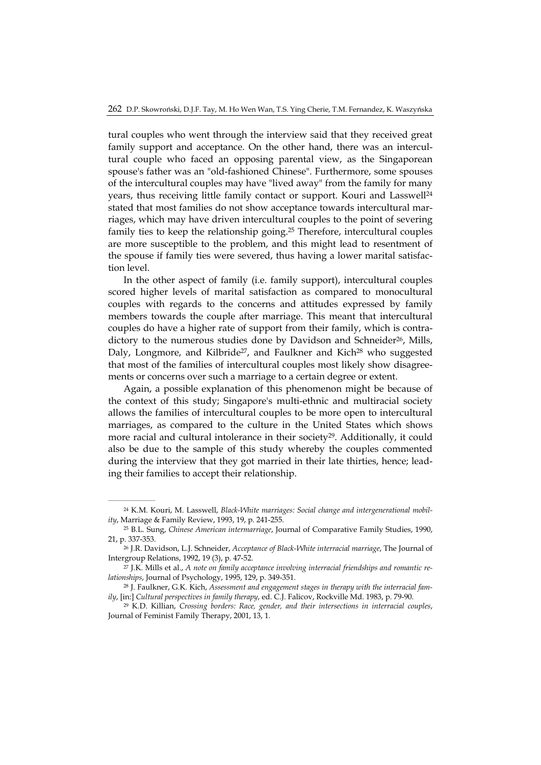tural couples who went through the interview said that they received great family support and acceptance. On the other hand, there was an intercultural couple who faced an opposing parental view, as the Singaporean spouse's father was an "old-fashioned Chinese". Furthermore, some spouses of the intercultural couples may have "lived away" from the family for many years, thus receiving little family contact or support. Kouri and Lasswell[24] stated that most families do not show acceptance towards intercultural marriages, which may have driven intercultural couples to the point of severing family ties to keep the relationship going.[25] Therefore, intercultural couples are more susceptible to the problem, and this might lead to resentment of the spouse if family ties were severed, thus having a lower marital satisfaction level.

In the other aspect of family (i.e. family support), intercultural couples scored higher levels of marital satisfaction as compared to monocultural couples with regards to the concerns and attitudes expressed by family members towards the couple after marriage. This meant that intercultural couples do have a higher rate of support from their family, which is contradictory to the numerous studies done by Davidson and Schneider[26], Mills, Daly, Longmore, and Kilbride[27], and Faulkner and Kich[28] who suggested that most of the families of intercultural couples most likely show disagreements or concerns over such a marriage to a certain degree or extent.

Again, a possible explanation of this phenomenon might be because of the context of this study; Singapore's multi-ethnic and multiracial society allows the families of intercultural couples to be more open to intercultural marriages, as compared to the culture in the United States which shows more racial and cultural intolerance in their society[29]. Additionally, it could also be due to the sample of this study whereby the couples commented during the interview that they got married in their late thirties, hence; leading their families to accept their relationship.

---

[24] K.M. Kouri, M. Lasswell, *Black-White marriages: Social change and intergenerational mobility*, Marriage & Family Review, 1993, 19, p. 241-255.

[25] B.L. Sung, *Chinese American intermarriage*, Journal of Comparative Family Studies, 1990, 21, p. 337-353.

[26] J.R. Davidson, L.J. Schneider, *Acceptance of Black-White interracial marriage*, The Journal of Intergroup Relations, 1992, 19 (3), p. 47-52.

[27] J.K. Mills et al., *A note on family acceptance involving interracial friendships and romantic relationships*, Journal of Psychology, 1995, 129, p. 349-351.

[28] J. Faulkner, G.K. Kich, *Assessment and engagement stages in therapy with the interracial family*, [in:] *Cultural perspectives in family therapy*, ed. C.J. Falicov, Rockville Md. 1983, p. 79-90.

[29] K.D. Killian, *Crossing borders: Race, gender, and their intersections in interracial couples*, Journal of Feminist Family Therapy, 2001, 13, 1.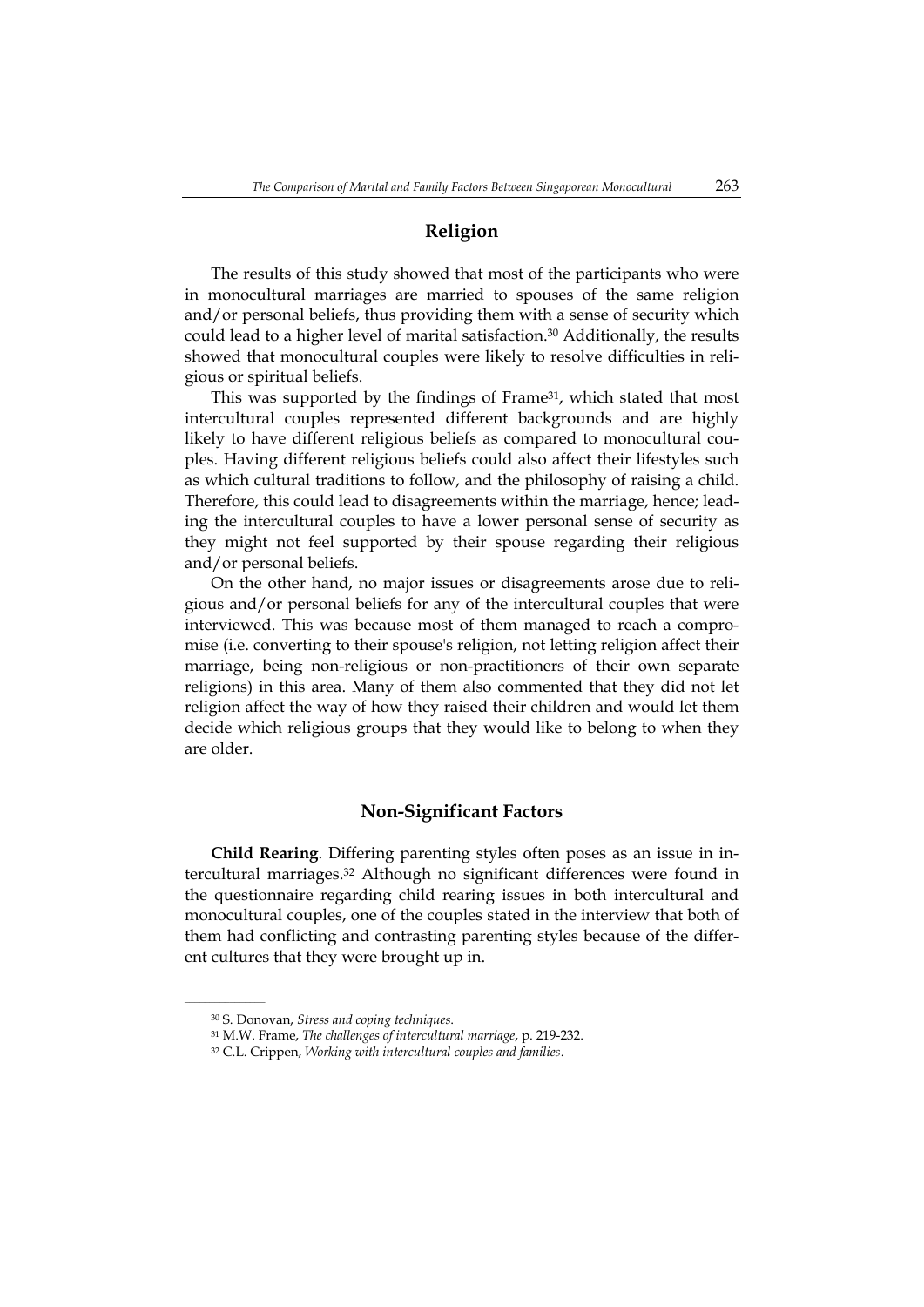## Religion

The results of this study showed that most of the participants who were in monocultural marriages are married to spouses of the same religion and/or personal beliefs, thus providing them with a sense of security which could lead to a higher level of marital satisfaction.[30] Additionally, the results showed that monocultural couples were likely to resolve difficulties in religious or spiritual beliefs.

This was supported by the findings of Frame[31], which stated that most intercultural couples represented different backgrounds and are highly likely to have different religious beliefs as compared to monocultural couples. Having different religious beliefs could also affect their lifestyles such as which cultural traditions to follow, and the philosophy of raising a child. Therefore, this could lead to disagreements within the marriage, hence; leading the intercultural couples to have a lower personal sense of security as they might not feel supported by their spouse regarding their religious and/or personal beliefs.

On the other hand, no major issues or disagreements arose due to religious and/or personal beliefs for any of the intercultural couples that were interviewed. This was because most of them managed to reach a compromise (i.e. converting to their spouse's religion, not letting religion affect their marriage, being non-religious or non-practitioners of their own separate religions) in this area. Many of them also commented that they did not let religion affect the way of how they raised their children and would let them decide which religious groups that they would like to belong to when they are older.

## Non-Significant Factors

**Child Rearing**. Differing parenting styles often poses as an issue in intercultural marriages.[32] Although no significant differences were found in the questionnaire regarding child rearing issues in both intercultural and monocultural couples, one of the couples stated in the interview that both of them had conflicting and contrasting parenting styles because of the different cultures that they were brought up in.

---

[30] S. Donovan, *Stress and coping techniques*.

[31] M.W. Frame, *The challenges of intercultural marriage*, p. 219-232.

[32] C.L. Crippen, *Working with intercultural couples and families*.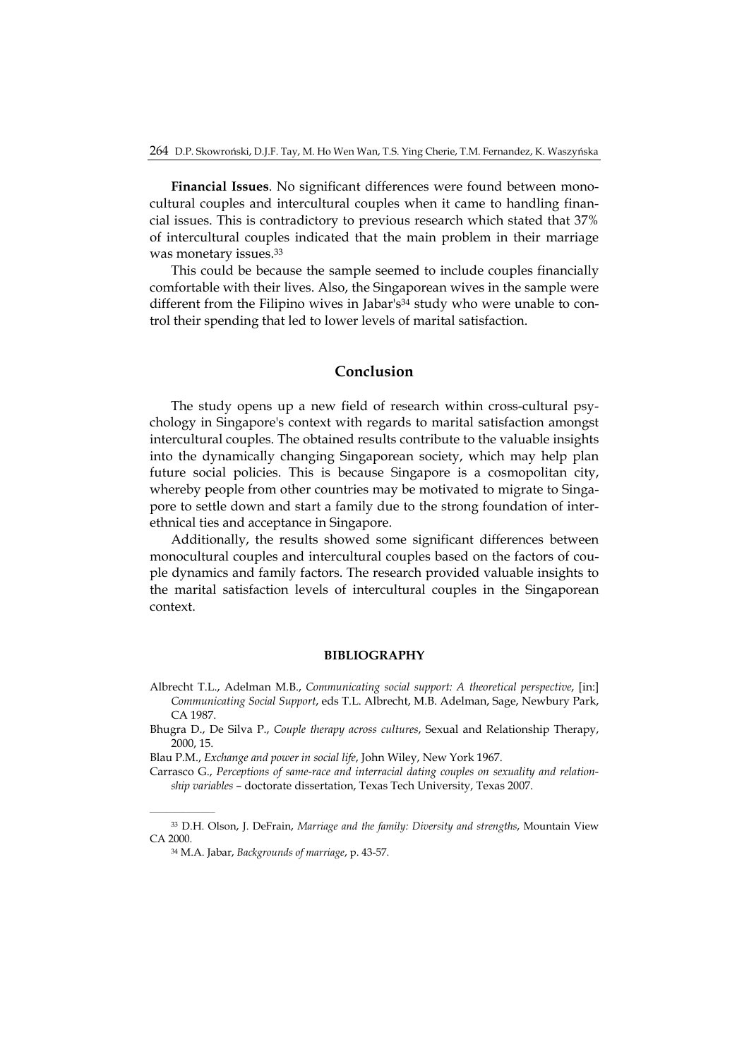**Financial Issues**. No significant differences were found between monocultural couples and intercultural couples when it came to handling financial issues. This is contradictory to previous research which stated that 37% of intercultural couples indicated that the main problem in their marriage was monetary issues.[33]

This could be because the sample seemed to include couples financially comfortable with their lives. Also, the Singaporean wives in the sample were different from the Filipino wives in Jabar's[34] study who were unable to control their spending that led to lower levels of marital satisfaction.

## Conclusion

The study opens up a new field of research within cross-cultural psychology in Singapore's context with regards to marital satisfaction amongst intercultural couples. The obtained results contribute to the valuable insights into the dynamically changing Singaporean society, which may help plan future social policies. This is because Singapore is a cosmopolitan city, whereby people from other countries may be motivated to migrate to Singapore to settle down and start a family due to the strong foundation of interethnical ties and acceptance in Singapore.

Additionally, the results showed some significant differences between monocultural couples and intercultural couples based on the factors of couple dynamics and family factors. The research provided valuable insights to the marital satisfaction levels of intercultural couples in the Singaporean context.

### BIBLIOGRAPHY

Albrecht T.L., Adelman M.B., *Communicating social support: A theoretical perspective*, [in:] *Communicating Social Support*, eds T.L. Albrecht, M.B. Adelman, Sage, Newbury Park, CA 1987.

Bhugra D., De Silva P., *Couple therapy across cultures*, Sexual and Relationship Therapy, 2000, 15.

Blau P.M., *Exchange and power in social life*, John Wiley, New York 1967.

Carrasco G., *Perceptions of same-race and interracial dating couples on sexuality and relationship variables* – doctorate dissertation, Texas Tech University, Texas 2007.

---

[33] D.H. Olson, J. DeFrain, *Marriage and the family: Diversity and strengths*, Mountain View CA 2000.

[34] M.A. Jabar, *Backgrounds of marriage*, p. 43-57.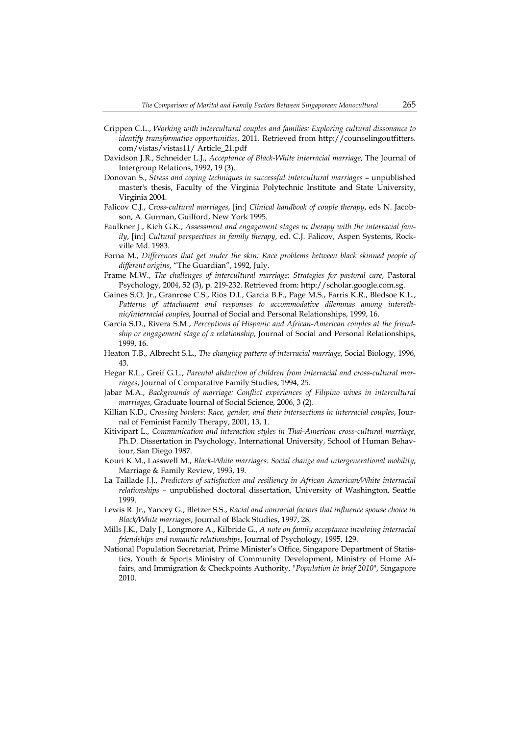Crippen C.L., *Working with intercultural couples and families: Exploring cultural dissonance to identify transformative opportunities*, 2011. Retrieved from http://counselingoutfitters.com/vistas/vistas11/ Article_21.pdf

Davidson J.R., Schneider L.J., *Acceptance of Black-White interracial marriage*, The Journal of Intergroup Relations, 1992, 19 (3).

Donovan S., *Stress and coping techniques in successful intercultural marriages* – unpublished master's thesis, Faculty of the Virginia Polytechnic Institute and State University, Virginia 2004.

Falicov C.J., *Cross-cultural marriages*, [in:] *Clinical handbook of couple therapy*, eds N. Jacobson, A. Gurman, Guilford, New York 1995.

Faulkner J., Kich G.K., *Assessment and engagement stages in therapy with the interracial family*, [in:] *Cultural perspectives in family therapy*, ed. C.J. Falicov, Aspen Systems, Rockville Md. 1983.

Forna M., *Differences that get under the skin: Race problems between black skinned people of different origins*, "The Guardian", 1992, July.

Frame M.W., *The challenges of intercultural marriage: Strategies for pastoral care*, Pastoral Psychology, 2004, 52 (3), p. 219-232. Retrieved from: http://scholar.google.com.sg.

Gaines S.O. Jr., Granrose C.S., Rios D.I., Garcia B.F., Page M.S., Farris K.R., Bledsoe K.L., *Patterns of attachment and responses to accommodative dilemmas among interethnic/interracial couples*, Journal of Social and Personal Relationships, 1999, 16.

Garcia S.D., Rivera S.M., *Perceptions of Hispanic and African-American couples at the friendship or engagement stage of a relationship*, Journal of Social and Personal Relationships, 1999, 16.

Heaton T.B., Albrecht S.L., *The changing pattern of interracial marriage*, Social Biology, 1996, 43.

Hegar R.L., Greif G.L., *Parental abduction of children from interracial and cross-cultural marriages*, Journal of Comparative Family Studies, 1994, 25.

Jabar M.A., *Backgrounds of marriage: Conflict experiences of Filipino wives in intercultural marriages*, Graduate Journal of Social Science, 2006, 3 (2).

Killian K.D., *Crossing borders: Race, gender, and their intersections in interracial couples*, Journal of Feminist Family Therapy, 2001, 13, 1.

Kitivipart L., *Communication and interaction styles in Thai-American cross-cultural marriage*, Ph.D. Dissertation in Psychology, International University, School of Human Behaviour, San Diego 1987.

Kouri K.M., Lasswell M., *Black-White marriages: Social change and intergenerational mobility*, Marriage & Family Review, 1993, 19.

La Taillade J.J., *Predictors of satisfaction and resiliency in African American/White interracial relationships* – unpublished doctoral dissertation, University of Washington, Seattle 1999.

Lewis R. Jr., Yancey G., Bletzer S.S., *Racial and nonracial factors that influence spouse choice in Black/White marriages*, Journal of Black Studies, 1997, 28.

Mills J.K., Daly J., Longmore A., Kilbride G., *A note on family acceptance involving interracial friendships and romantic relationships*, Journal of Psychology, 1995, 129.

National Population Secretariat, Prime Minister's Office, Singapore Department of Statistics, Youth & Sports Ministry of Community Development, Ministry of Home Affairs, and Immigration & Checkpoints Authority, "*Population in brief 2010*", Singapore 2010.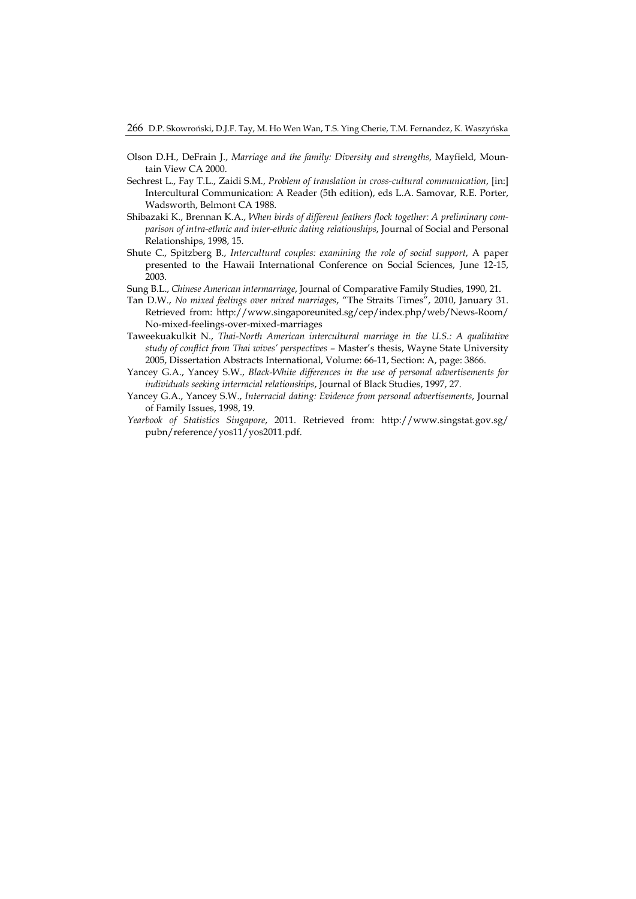Olson D.H., DeFrain J., *Marriage and the family: Diversity and strengths*, Mayfield, Mountain View CA 2000.

Sechrest L., Fay T.L., Zaidi S.M., *Problem of translation in cross-cultural communication*, [in:] Intercultural Communication: A Reader (5th edition), eds L.A. Samovar, R.E. Porter, Wadsworth, Belmont CA 1988.

Shibazaki K., Brennan K.A., *When birds of different feathers flock together: A preliminary comparison of intra-ethnic and inter-ethnic dating relationships*, Journal of Social and Personal Relationships, 1998, 15.

Shute C., Spitzberg B., *Intercultural couples: examining the role of social support*, A paper presented to the Hawaii International Conference on Social Sciences, June 12-15, 2003.

Sung B.L., *Chinese American intermarriage*, Journal of Comparative Family Studies, 1990, 21.

Tan D.W., *No mixed feelings over mixed marriages*, "The Straits Times", 2010, January 31. Retrieved from: http://www.singaporeunited.sg/cep/index.php/web/News-Room/No-mixed-feelings-over-mixed-marriages

Taweekuakulkit N., *Thai-North American intercultural marriage in the U.S.: A qualitative study of conflict from Thai wives' perspectives* – Master's thesis, Wayne State University 2005, Dissertation Abstracts International, Volume: 66-11, Section: A, page: 3866.

Yancey G.A., Yancey S.W., *Black-White differences in the use of personal advertisements for individuals seeking interracial relationships*, Journal of Black Studies, 1997, 27.

Yancey G.A., Yancey S.W., *Interracial dating: Evidence from personal advertisements*, Journal of Family Issues, 1998, 19.

*Yearbook of Statistics Singapore*, 2011. Retrieved from: http://www.singstat.gov.sg/pubn/reference/yos11/yos2011.pdf.